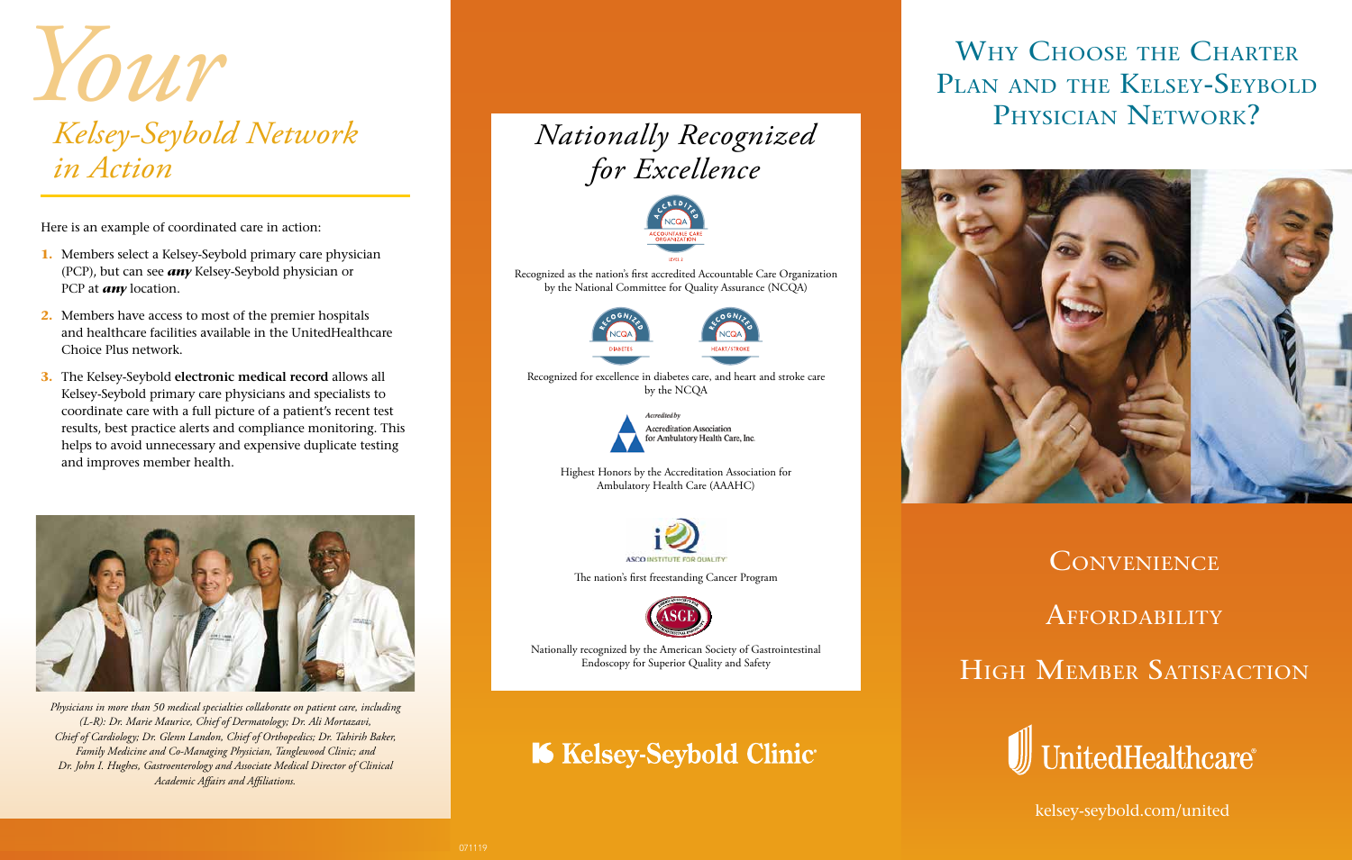# *Your*

## *Kelsey-Seybold Network in Action*

Here is an example of coordinated care in action:

1. Members select a Kelsey-Seybold primary care physician (PCP), but can see ***any*** Kelsey-Seybold physician or PCP at ***any*** location.
2. Members have access to most of the premier hospitals and healthcare facilities available in the UnitedHealthcare Choice Plus network.
3. The Kelsey-Seybold **electronic medical record** allows all Kelsey-Seybold primary care physicians and specialists to coordinate care with a full picture of a patient's recent test results, best practice alerts and compliance monitoring. This helps to avoid unnecessary and expensive duplicate testing and improves member health.

*Physicians in more than 50 medical specialties collaborate on patient care, including (L-R): Dr. Marie Maurice, Chief of Dermatology; Dr. Ali Mortazavi, Chief of Cardiology; Dr. Glenn Landon, Chief of Orthopedics; Dr. Tahirih Baker, Family Medicine and Co-Managing Physician, Tanglewood Clinic; and Dr. John I. Hughes, Gastroenterology and Associate Medical Director of Clinical Academic Affairs and Affiliations.*

## *Nationally Recognized for Excellence*

Recognized as the nation's first accredited Accountable Care Organization by the National Committee for Quality Assurance (NCQA)

Recognized for excellence in diabetes care, and heart and stroke care by the NCQA

Highest Honors by the Accreditation Association for Ambulatory Health Care (AAAHC)

The nation's first freestanding Cancer Program

Nationally recognized by the American Society of Gastrointestinal Endoscopy for Superior Quality and Safety

**Kelsey-Seybold Clinic**

071119

## Why Choose the Charter Plan and the Kelsey-Seybold Physician Network?

Convenience

Affordability

High Member Satisfaction

UnitedHealthcare

kelsey-seybold.com/united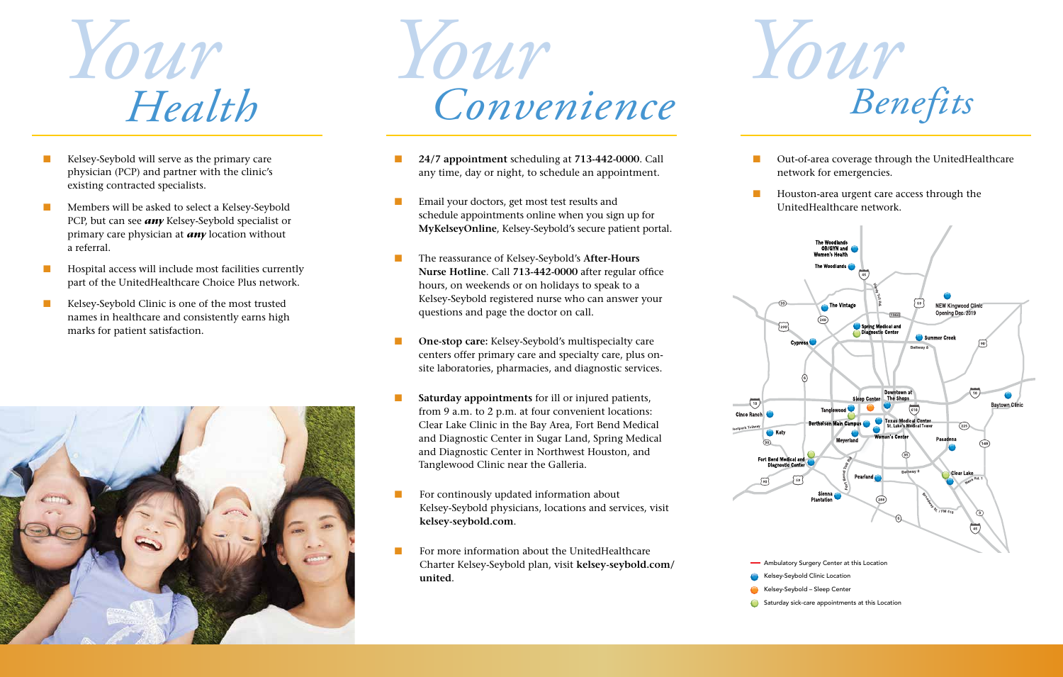# *Your Health*

- Kelsey-Seybold will serve as the primary care physician (PCP) and partner with the clinic's existing contracted specialists.
- Members will be asked to select a Kelsey-Seybold PCP, but can see ***any*** Kelsey-Seybold specialist or primary care physician at ***any*** location without a referral.
- Hospital access will include most facilities currently part of the UnitedHealthcare Choice Plus network.
- Kelsey-Seybold Clinic is one of the most trusted names in healthcare and consistently earns high marks for patient satisfaction.

# *Your Convenience*

- **24/7 appointment** scheduling at **713-442-0000**. Call any time, day or night, to schedule an appointment.
- Email your doctors, get most test results and schedule appointments online when you sign up for **MyKelseyOnline**, Kelsey-Seybold's secure patient portal.
- The reassurance of Kelsey-Seybold's **After-Hours Nurse Hotline**. Call **713-442-0000** after regular office hours, on weekends or on holidays to speak to a Kelsey-Seybold registered nurse who can answer your questions and page the doctor on call.
- **One-stop care:** Kelsey-Seybold's multispecialty care centers offer primary care and specialty care, plus on-site laboratories, pharmacies, and diagnostic services.
- **Saturday appointments** for ill or injured patients, from 9 a.m. to 2 p.m. at four convenient locations: Clear Lake Clinic in the Bay Area, Fort Bend Medical and Diagnostic Center in Sugar Land, Spring Medical and Diagnostic Center in Northwest Houston, and Tanglewood Clinic near the Galleria.
- For continously updated information about Kelsey-Seybold physicians, locations and services, visit **kelsey-seybold.com**.
- For more information about the UnitedHealthcare Charter Kelsey-Seybold plan, visit **kelsey-seybold.com/united**.

# *Your Benefits*

- Out-of-area coverage through the UnitedHealthcare network for emergencies.
- Houston-area urgent care access through the UnitedHealthcare network.

The Woodlands OB/GYN and Women's Health
The Woodlands
The Vintage
NEW Kingwood Clinic Opening Dec. 2019
Spring Medical and Diagnostic Center
Summer Creek
Cypress
Downtown at The Shops
Sleep Center
Tanglewood
Cinco Ranch
Berthelsen Main Campus
Texas Medical Center St. Luke's Medical Tower
Baytown Clinic
Katy
Meyerland
Woman's Center
Pasadena
Fort Bend Medical and Diagnostic Center
Pearland
Clear Lake
Sienna Plantation

Ambulatory Surgery Center at this Location
Kelsey-Seybold Clinic Location
Kelsey-Seybold – Sleep Center
Saturday sick-care appointments at this Location